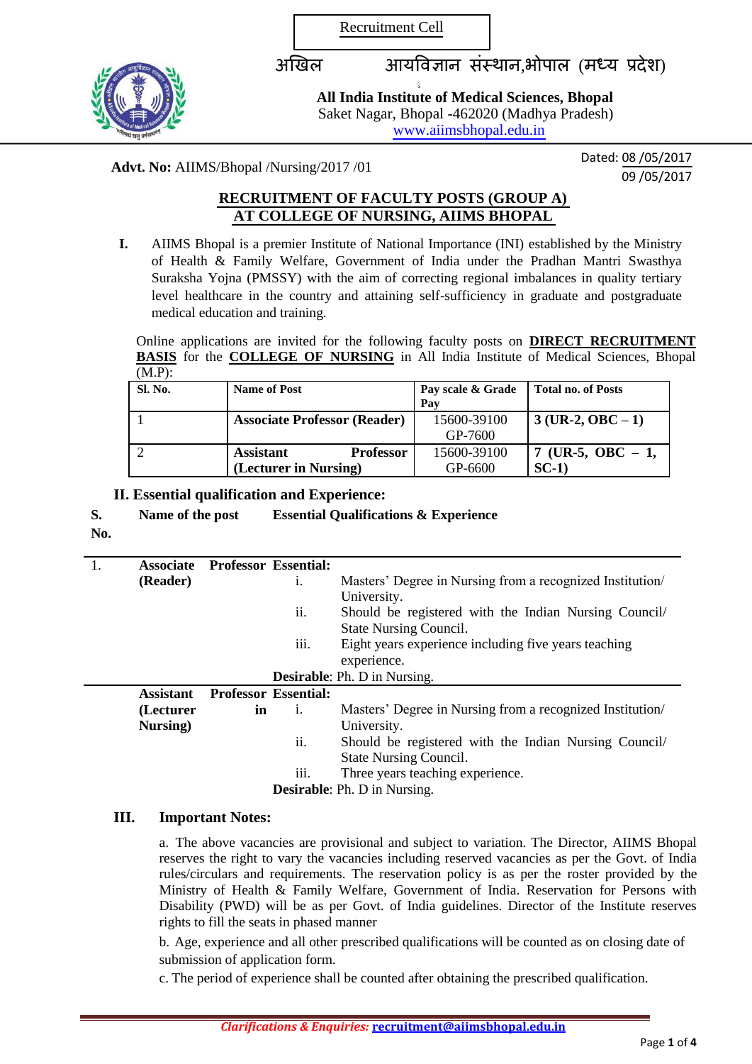Recruitment Cell

अखिल आयविज्ञान संस्थान,भोपाल (मध्य प्रदेश)

**All India Institute of Medical Sciences, Bhopal**
Saket Nagar, Bhopal -462020 (Madhya Pradesh)
www.aiimsbhopal.edu.in

**Advt. No:** AIIMS/Bhopal /Nursing/2017 /01

Dated: 08 /05/2017
09 /05/2017

## RECRUITMENT OF FACULTY POSTS (GROUP A) AT COLLEGE OF NURSING, AIIMS BHOPAL

**I.** AIIMS Bhopal is a premier Institute of National Importance (INI) established by the Ministry of Health & Family Welfare, Government of India under the Pradhan Mantri Swasthya Suraksha Yojna (PMSSY) with the aim of correcting regional imbalances in quality tertiary level healthcare in the country and attaining self-sufficiency in graduate and postgraduate medical education and training.

Online applications are invited for the following faculty posts on **DIRECT RECRUITMENT BASIS** for the **COLLEGE OF NURSING** in All India Institute of Medical Sciences, Bhopal (M.P):

| Sl. No. | Name of Post | Pay scale & Grade Pay | Total no. of Posts |
|---|---|---|---|
| 1 | **Associate Professor (Reader)** | 15600-39100 GP-7600 | **3 (UR-2, OBC – 1)** |
| 2 | **Assistant Professor (Lecturer in Nursing)** | 15600-39100 GP-6600 | **7 (UR-5, OBC – 1, SC-1)** |

### II. Essential qualification and Experience:

| S. No. | Name of the post | Essential Qualifications & Experience |
|---|---|---|
| 1. | **Associate Professor (Reader)** | **Essential:** i. Masters' Degree in Nursing from a recognized Institution/ University. ii. Should be registered with the Indian Nursing Council/ State Nursing Council. iii. Eight years experience including five years teaching experience. **Desirable**: Ph. D in Nursing. |
| | **Assistant Professor (Lecturer in Nursing)** | **Essential:** i. Masters' Degree in Nursing from a recognized Institution/ University. ii. Should be registered with the Indian Nursing Council/ State Nursing Council. iii. Three years teaching experience. **Desirable**: Ph. D in Nursing. |

### III. Important Notes:

a. The above vacancies are provisional and subject to variation. The Director, AIIMS Bhopal reserves the right to vary the vacancies including reserved vacancies as per the Govt. of India rules/circulars and requirements. The reservation policy is as per the roster provided by the Ministry of Health & Family Welfare, Government of India. Reservation for Persons with Disability (PWD) will be as per Govt. of India guidelines. Director of the Institute reserves rights to fill the seats in phased manner

b. Age, experience and all other prescribed qualifications will be counted as on closing date of submission of application form.

c. The period of experience shall be counted after obtaining the prescribed qualification.

***Clarifications & Enquiries:*** **recruitment@aiimsbhopal.edu.in**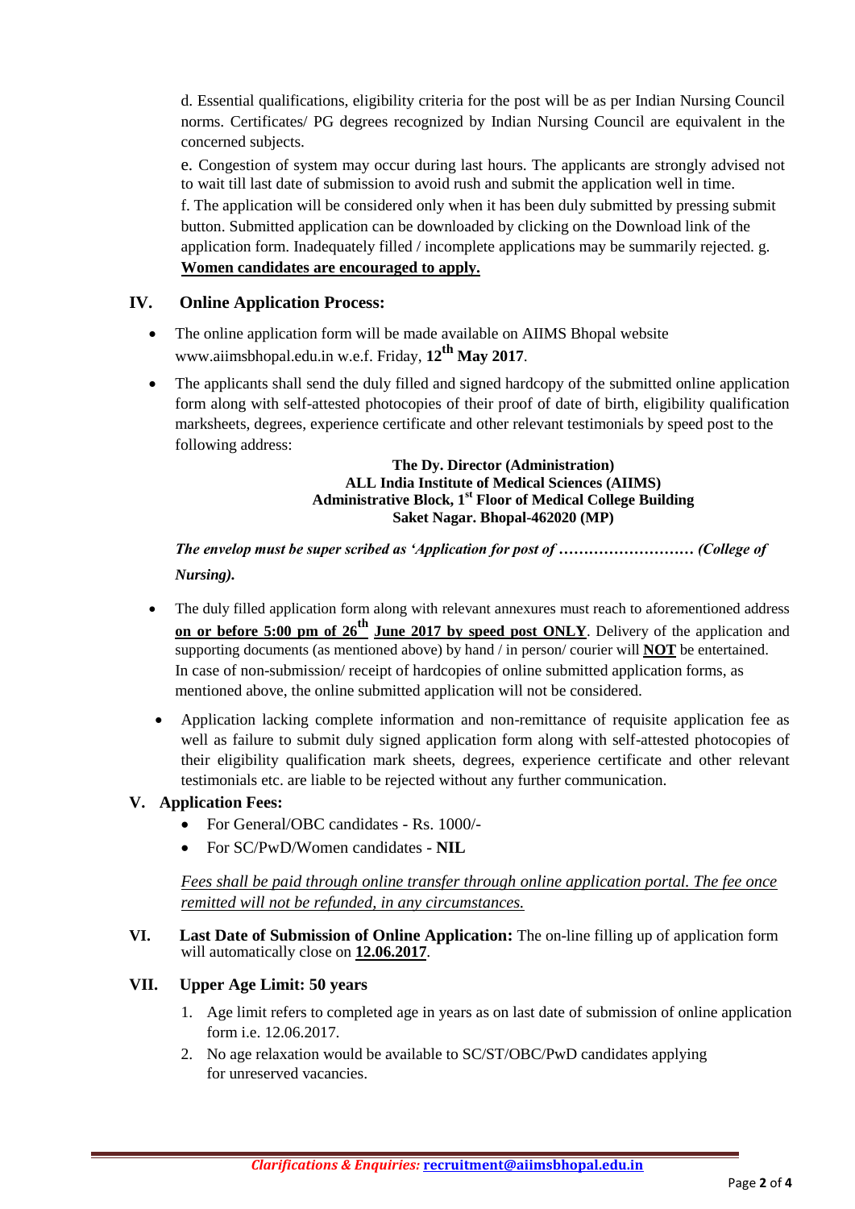d. Essential qualifications, eligibility criteria for the post will be as per Indian Nursing Council norms. Certificates/ PG degrees recognized by Indian Nursing Council are equivalent in the concerned subjects.

e. Congestion of system may occur during last hours. The applicants are strongly advised not to wait till last date of submission to avoid rush and submit the application well in time.

f. The application will be considered only when it has been duly submitted by pressing submit button. Submitted application can be downloaded by clicking on the Download link of the application form. Inadequately filled / incomplete applications may be summarily rejected. g. **Women candidates are encouraged to apply.**

## IV. Online Application Process:

- The online application form will be made available on AIIMS Bhopal website www.aiimsbhopal.edu.in w.e.f. Friday, **12th May 2017**.
- The applicants shall send the duly filled and signed hardcopy of the submitted online application form along with self-attested photocopies of their proof of date of birth, eligibility qualification marksheets, degrees, experience certificate and other relevant testimonials by speed post to the following address:

**The Dy. Director (Administration)**
**ALL India Institute of Medical Sciences (AIIMS)**
**Administrative Block, 1st Floor of Medical College Building**
**Saket Nagar. Bhopal-462020 (MP)**

***The envelop must be super scribed as 'Application for post of ……………………… (College of Nursing).***

- The duly filled application form along with relevant annexures must reach to aforementioned address **on or before 5:00 pm of 26th June 2017 by speed post ONLY**. Delivery of the application and supporting documents (as mentioned above) by hand / in person/ courier will **NOT** be entertained. In case of non-submission/ receipt of hardcopies of online submitted application forms, as mentioned above, the online submitted application will not be considered.
- Application lacking complete information and non-remittance of requisite application fee as well as failure to submit duly signed application form along with self-attested photocopies of their eligibility qualification mark sheets, degrees, experience certificate and other relevant testimonials etc. are liable to be rejected without any further communication.

## V. Application Fees:

- For General/OBC candidates - Rs. 1000/-
- For SC/PwD/Women candidates - **NIL**

*Fees shall be paid through online transfer through online application portal. The fee once remitted will not be refunded, in any circumstances.*

## VI. Last Date of Submission of Online Application:

The on-line filling up of application form will automatically close on **12.06.2017**.

## VII. Upper Age Limit: 50 years

1. Age limit refers to completed age in years as on last date of submission of online application form i.e. 12.06.2017.
2. No age relaxation would be available to SC/ST/OBC/PwD candidates applying for unreserved vacancies.

*Clarifications & Enquiries:* **recruitment@aiimsbhopal.edu.in**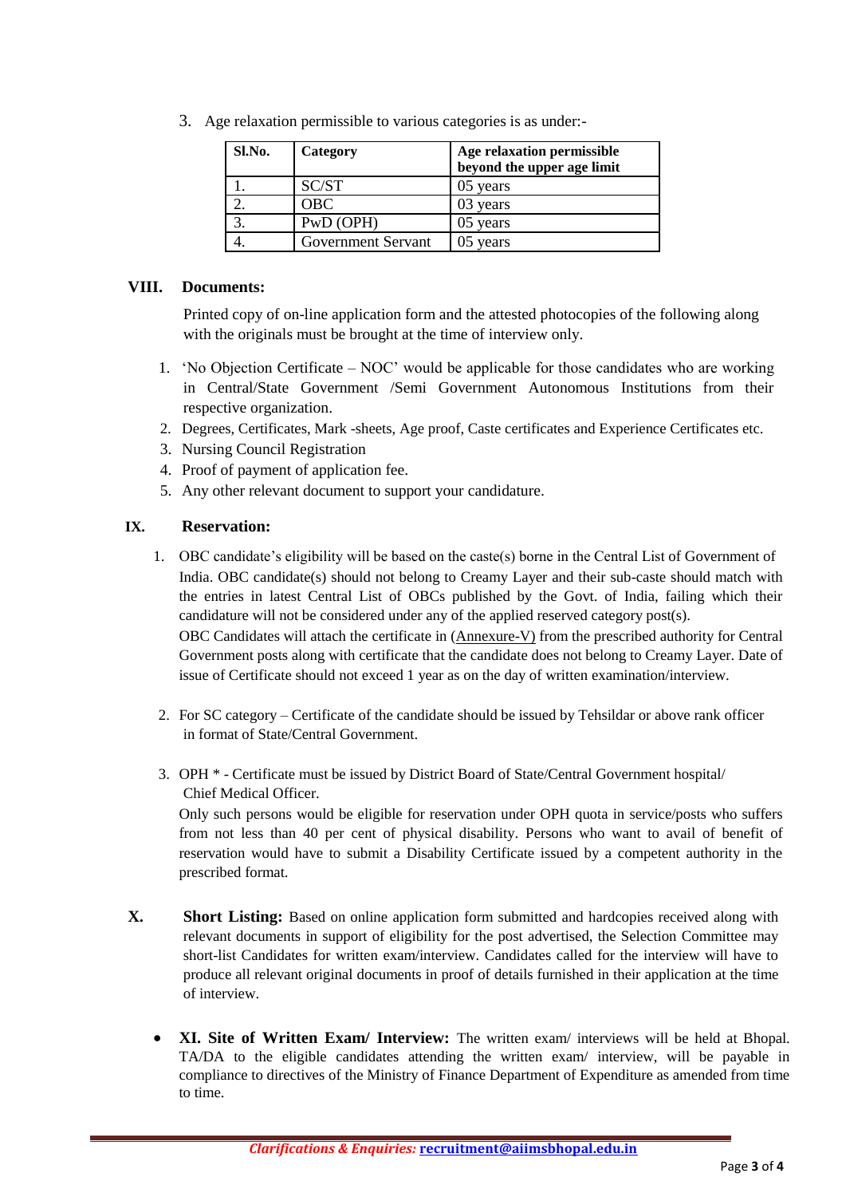3. Age relaxation permissible to various categories is as under:-

| Sl.No. | Category | Age relaxation permissible beyond the upper age limit |
|---|---|---|
| 1. | SC/ST | 05 years |
| 2. | OBC | 03 years |
| 3. | PwD (OPH) | 05 years |
| 4. | Government Servant | 05 years |

## VIII. Documents:

Printed copy of on-line application form and the attested photocopies of the following along with the originals must be brought at the time of interview only.

1. 'No Objection Certificate – NOC' would be applicable for those candidates who are working in Central/State Government /Semi Government Autonomous Institutions from their respective organization.
2. Degrees, Certificates, Mark -sheets, Age proof, Caste certificates and Experience Certificates etc.
3. Nursing Council Registration
4. Proof of payment of application fee.
5. Any other relevant document to support your candidature.

## IX. Reservation:

1. OBC candidate's eligibility will be based on the caste(s) borne in the Central List of Government of India. OBC candidate(s) should not belong to Creamy Layer and their sub-caste should match with the entries in latest Central List of OBCs published by the Govt. of India, failing which their candidature will not be considered under any of the applied reserved category post(s).
   OBC Candidates will attach the certificate in (Annexure-V) from the prescribed authority for Central Government posts along with certificate that the candidate does not belong to Creamy Layer. Date of issue of Certificate should not exceed 1 year as on the day of written examination/interview.

2. For SC category – Certificate of the candidate should be issued by Tehsildar or above rank officer in format of State/Central Government.

3. OPH * - Certificate must be issued by District Board of State/Central Government hospital/ Chief Medical Officer.
   Only such persons would be eligible for reservation under OPH quota in service/posts who suffers from not less than 40 per cent of physical disability. Persons who want to avail of benefit of reservation would have to submit a Disability Certificate issued by a competent authority in the prescribed format.

## X. Short Listing:

Based on online application form submitted and hardcopies received along with relevant documents in support of eligibility for the post advertised, the Selection Committee may short-list Candidates for written exam/interview. Candidates called for the interview will have to produce all relevant original documents in proof of details furnished in their application at the time of interview.

- **XI. Site of Written Exam/ Interview:** The written exam/ interviews will be held at Bhopal. TA/DA to the eligible candidates attending the written exam/ interview, will be payable in compliance to directives of the Ministry of Finance Department of Expenditure as amended from time to time.

*Clarifications & Enquiries:* recruitment@aiimsbhopal.edu.in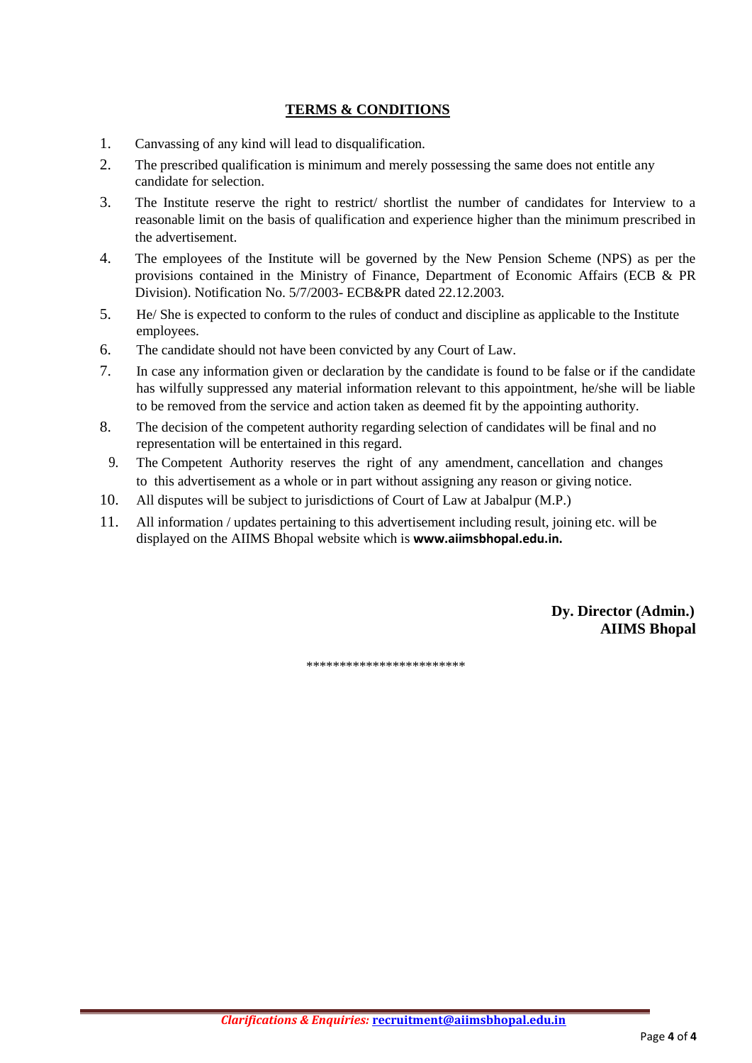## TERMS & CONDITIONS

1. Canvassing of any kind will lead to disqualification.
2. The prescribed qualification is minimum and merely possessing the same does not entitle any candidate for selection.
3. The Institute reserve the right to restrict/ shortlist the number of candidates for Interview to a reasonable limit on the basis of qualification and experience higher than the minimum prescribed in the advertisement.
4. The employees of the Institute will be governed by the New Pension Scheme (NPS) as per the provisions contained in the Ministry of Finance, Department of Economic Affairs (ECB & PR Division). Notification No. 5/7/2003- ECB&PR dated 22.12.2003.
5. He/ She is expected to conform to the rules of conduct and discipline as applicable to the Institute employees.
6. The candidate should not have been convicted by any Court of Law.
7. In case any information given or declaration by the candidate is found to be false or if the candidate has wilfully suppressed any material information relevant to this appointment, he/she will be liable to be removed from the service and action taken as deemed fit by the appointing authority.
8. The decision of the competent authority regarding selection of candidates will be final and no representation will be entertained in this regard.
9. The Competent Authority reserves the right of any amendment, cancellation and changes to this advertisement as a whole or in part without assigning any reason or giving notice.
10. All disputes will be subject to jurisdictions of Court of Law at Jabalpur (M.P.)
11. All information / updates pertaining to this advertisement including result, joining etc. will be displayed on the AIIMS Bhopal website which is **www.aiimsbhopal.edu.in.**

**Dy. Director (Admin.)**
**AIIMS Bhopal**

************************

***Clarifications & Enquiries:*** **recruitment@aiimsbhopal.edu.in**